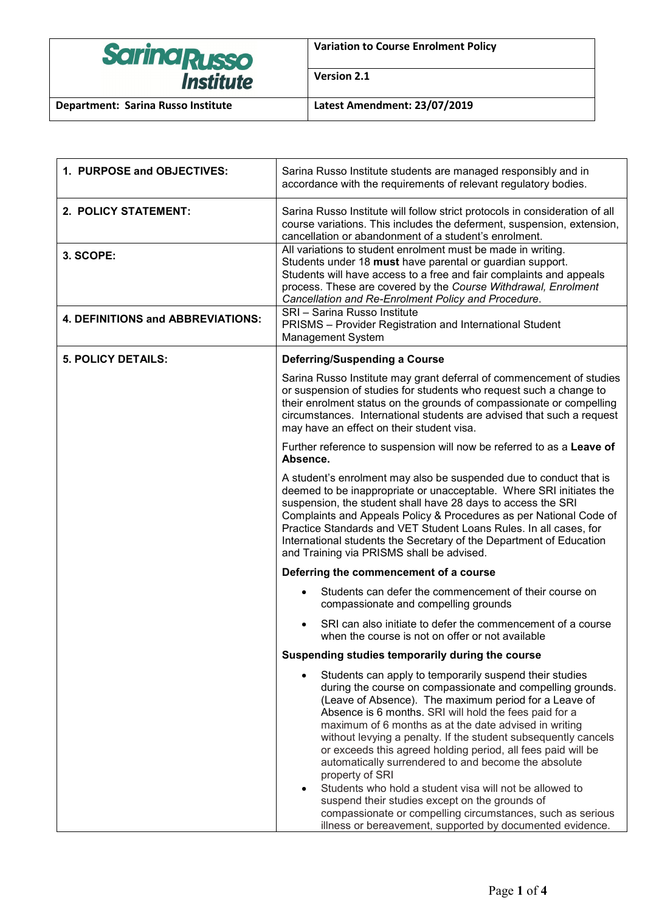| Sarina Russo Institute | Variation to Course Enrolment Policy |
|---|---|
| | Version 2.1 |
| Department: Sarina Russo Institute | Latest Amendment: 23/07/2019 |

| | |
|---|---|
| **1. PURPOSE and OBJECTIVES:** | Sarina Russo Institute students are managed responsibly and in accordance with the requirements of relevant regulatory bodies. |
| **2. POLICY STATEMENT:** | Sarina Russo Institute will follow strict protocols in consideration of all course variations. This includes the deferment, suspension, extension, cancellation or abandonment of a student's enrolment. |
| **3. SCOPE:** | All variations to student enrolment must be made in writing.<br>Students under 18 **must** have parental or guardian support.<br>Students will have access to a free and fair complaints and appeals process. These are covered by the *Course Withdrawal, Enrolment Cancellation and Re-Enrolment Policy and Procedure*. |
| **4. DEFINITIONS and ABBREVIATIONS:** | SRI – Sarina Russo Institute<br>PRISMS – Provider Registration and International Student Management System |
| **5. POLICY DETAILS:** | **Deferring/Suspending a Course**<br><br>Sarina Russo Institute may grant deferral of commencement of studies or suspension of studies for students who request such a change to their enrolment status on the grounds of compassionate or compelling circumstances. International students are advised that such a request may have an effect on their student visa.<br><br>Further reference to suspension will now be referred to as a **Leave of Absence.**<br><br>A student's enrolment may also be suspended due to conduct that is deemed to be inappropriate or unacceptable. Where SRI initiates the suspension, the student shall have 28 days to access the SRI Complaints and Appeals Policy & Procedures as per National Code of Practice Standards and VET Student Loans Rules. In all cases, for International students the Secretary of the Department of Education and Training via PRISMS shall be advised.<br><br>**Deferring the commencement of a course**<br><br>• Students can defer the commencement of their course on compassionate and compelling grounds<br>• SRI can also initiate to defer the commencement of a course when the course is not on offer or not available<br><br>**Suspending studies temporarily during the course**<br><br>• Students can apply to temporarily suspend their studies during the course on compassionate and compelling grounds. (Leave of Absence). The maximum period for a Leave of Absence is 6 months. SRI will hold the fees paid for a maximum of 6 months as at the date advised in writing without levying a penalty. If the student subsequently cancels or exceeds this agreed holding period, all fees paid will be automatically surrendered to and become the absolute property of SRI<br>• Students who hold a student visa will not be allowed to suspend their studies except on the grounds of compassionate or compelling circumstances, such as serious illness or bereavement, supported by documented evidence. |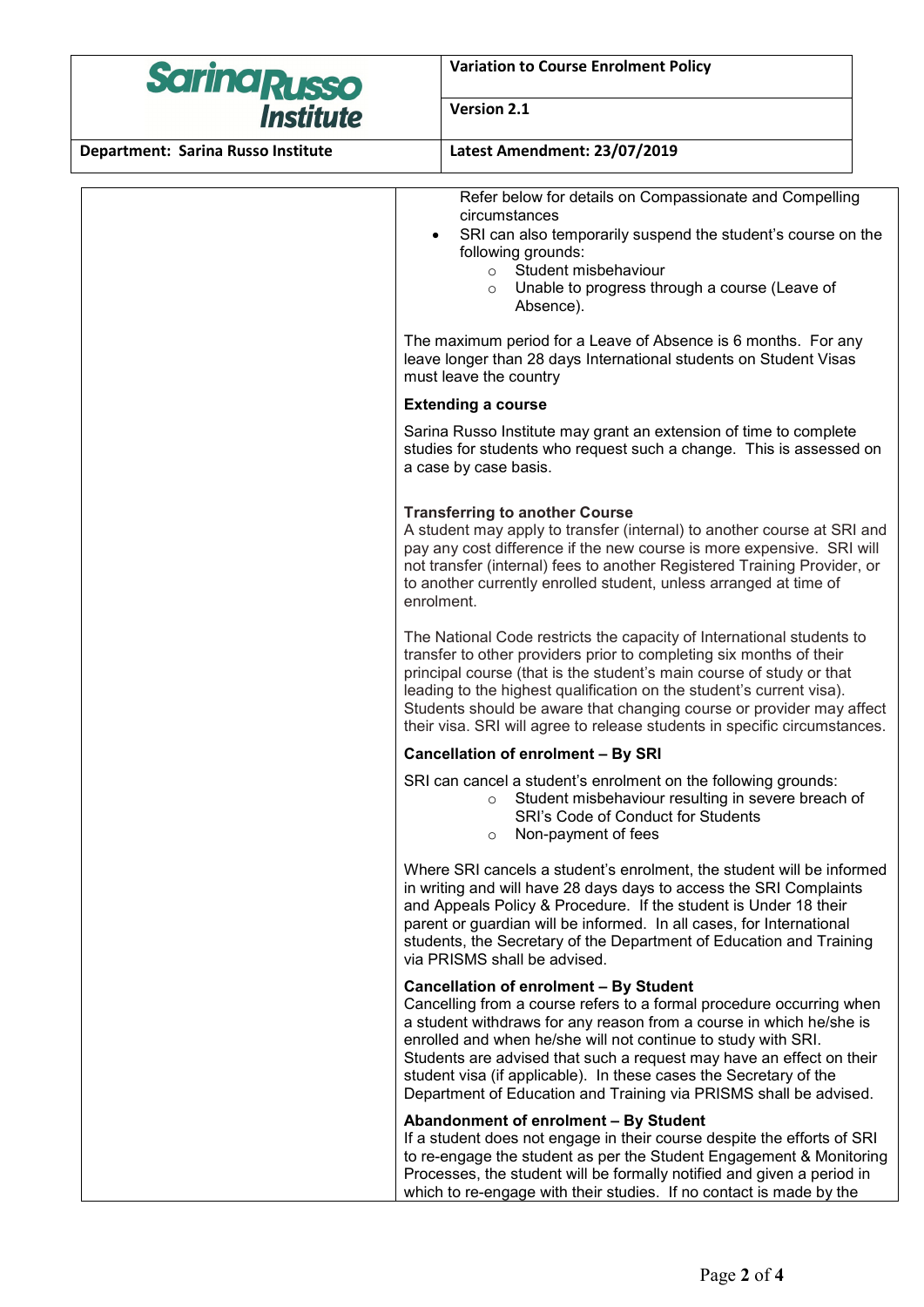Refer below for details on Compassionate and Compelling circumstances

- SRI can also temporarily suspend the student's course on the following grounds:
  - Student misbehaviour
  - Unable to progress through a course (Leave of Absence).

The maximum period for a Leave of Absence is 6 months. For any leave longer than 28 days International students on Student Visas must leave the country

**Extending a course**

Sarina Russo Institute may grant an extension of time to complete studies for students who request such a change. This is assessed on a case by case basis.

**Transferring to another Course**

A student may apply to transfer (internal) to another course at SRI and pay any cost difference if the new course is more expensive. SRI will not transfer (internal) fees to another Registered Training Provider, or to another currently enrolled student, unless arranged at time of enrolment.

The National Code restricts the capacity of International students to transfer to other providers prior to completing six months of their principal course (that is the student's main course of study or that leading to the highest qualification on the student's current visa). Students should be aware that changing course or provider may affect their visa. SRI will agree to release students in specific circumstances.

**Cancellation of enrolment – By SRI**

SRI can cancel a student's enrolment on the following grounds:

- Student misbehaviour resulting in severe breach of SRI's Code of Conduct for Students
- Non-payment of fees

Where SRI cancels a student's enrolment, the student will be informed in writing and will have 28 days days to access the SRI Complaints and Appeals Policy & Procedure. If the student is Under 18 their parent or guardian will be informed. In all cases, for International students, the Secretary of the Department of Education and Training via PRISMS shall be advised.

**Cancellation of enrolment – By Student**

Cancelling from a course refers to a formal procedure occurring when a student withdraws for any reason from a course in which he/she is enrolled and when he/she will not continue to study with SRI. Students are advised that such a request may have an effect on their student visa (if applicable). In these cases the Secretary of the Department of Education and Training via PRISMS shall be advised.

**Abandonment of enrolment – By Student**

If a student does not engage in their course despite the efforts of SRI to re-engage the student as per the Student Engagement & Monitoring Processes, the student will be formally notified and given a period in which to re-engage with their studies. If no contact is made by the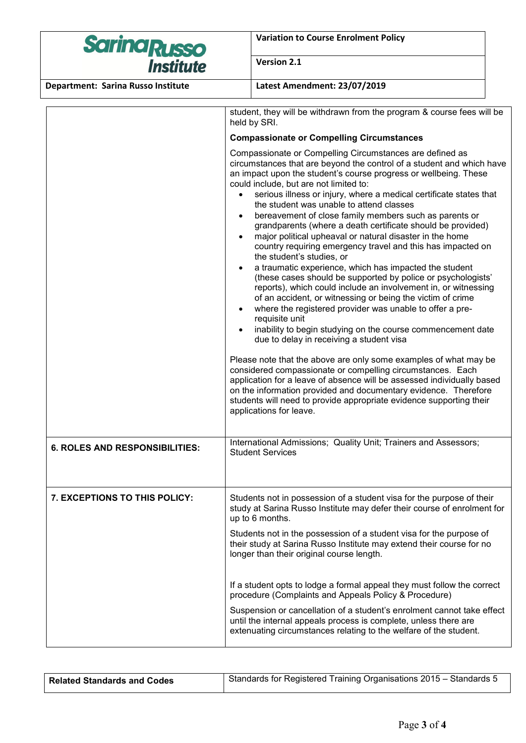student, they will be withdrawn from the program & course fees will be held by SRI.

**Compassionate or Compelling Circumstances**

Compassionate or Compelling Circumstances are defined as circumstances that are beyond the control of a student and which have an impact upon the student's course progress or wellbeing. These could include, but are not limited to:

- serious illness or injury, where a medical certificate states that the student was unable to attend classes
- bereavement of close family members such as parents or grandparents (where a death certificate should be provided)
- major political upheaval or natural disaster in the home country requiring emergency travel and this has impacted on the student's studies, or
- a traumatic experience, which has impacted the student (these cases should be supported by police or psychologists' reports), which could include an involvement in, or witnessing of an accident, or witnessing or being the victim of crime
- where the registered provider was unable to offer a pre-requisite unit
- inability to begin studying on the course commencement date due to delay in receiving a student visa

Please note that the above are only some examples of what may be considered compassionate or compelling circumstances. Each application for a leave of absence will be assessed individually based on the information provided and documentary evidence. Therefore students will need to provide appropriate evidence supporting their applications for leave.

**6. ROLES AND RESPONSIBILITIES:**

International Admissions; Quality Unit; Trainers and Assessors; Student Services

**7. EXCEPTIONS TO THIS POLICY:**

Students not in possession of a student visa for the purpose of their study at Sarina Russo Institute may defer their course of enrolment for up to 6 months.

Students not in the possession of a student visa for the purpose of their study at Sarina Russo Institute may extend their course for no longer than their original course length.

If a student opts to lodge a formal appeal they must follow the correct procedure (Complaints and Appeals Policy & Procedure)

Suspension or cancellation of a student's enrolment cannot take effect until the internal appeals process is complete, unless there are extenuating circumstances relating to the welfare of the student.

| **Related Standards and Codes** | Standards for Registered Training Organisations 2015 – Standards 5 |
|---|---|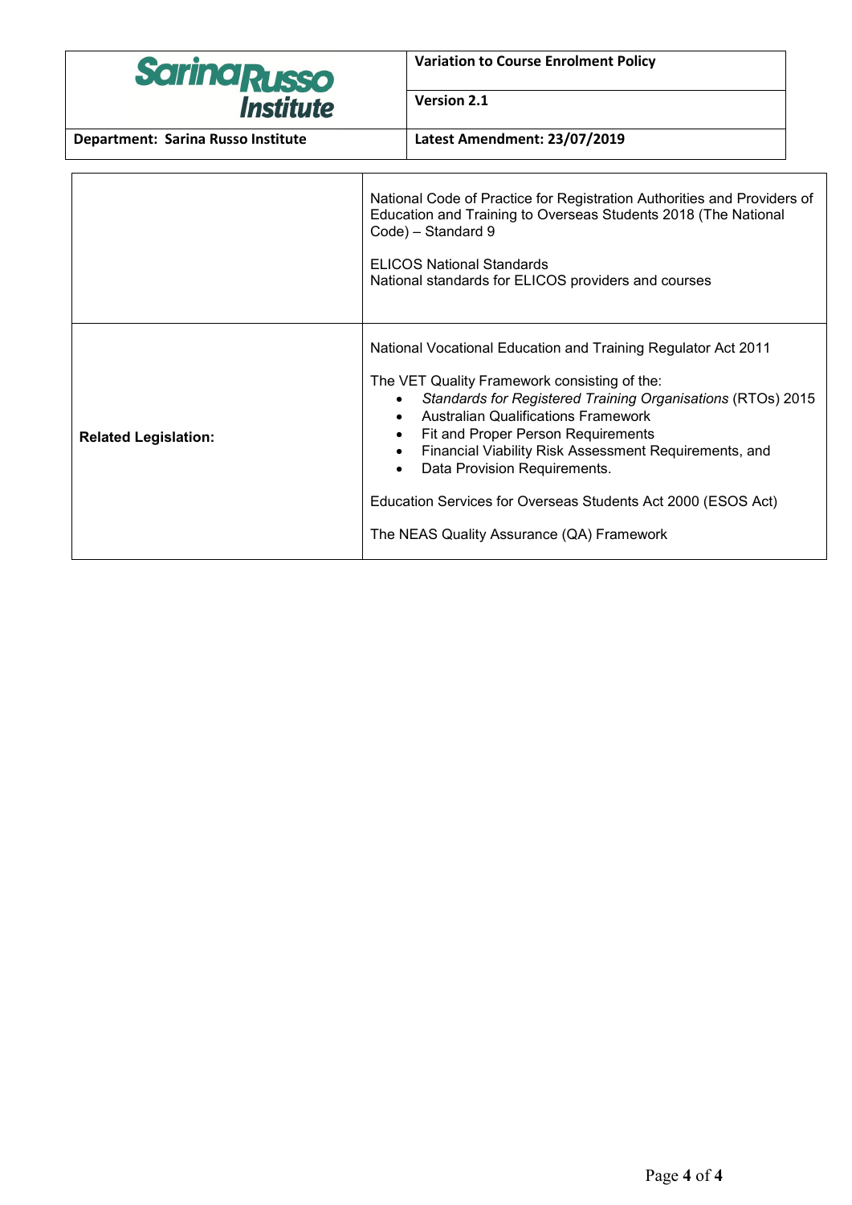| | |
|---|---|
| | National Code of Practice for Registration Authorities and Providers of Education and Training to Overseas Students 2018 (The National Code) – Standard 9<br><br>ELICOS National Standards<br>National standards for ELICOS providers and courses |
| **Related Legislation:** | National Vocational Education and Training Regulator Act 2011<br><br>The VET Quality Framework consisting of the:<br>• *Standards for Registered Training Organisations* (RTOs) 2015<br>• Australian Qualifications Framework<br>• Fit and Proper Person Requirements<br>• Financial Viability Risk Assessment Requirements, and<br>• Data Provision Requirements.<br><br>Education Services for Overseas Students Act 2000 (ESOS Act)<br><br>The NEAS Quality Assurance (QA) Framework |